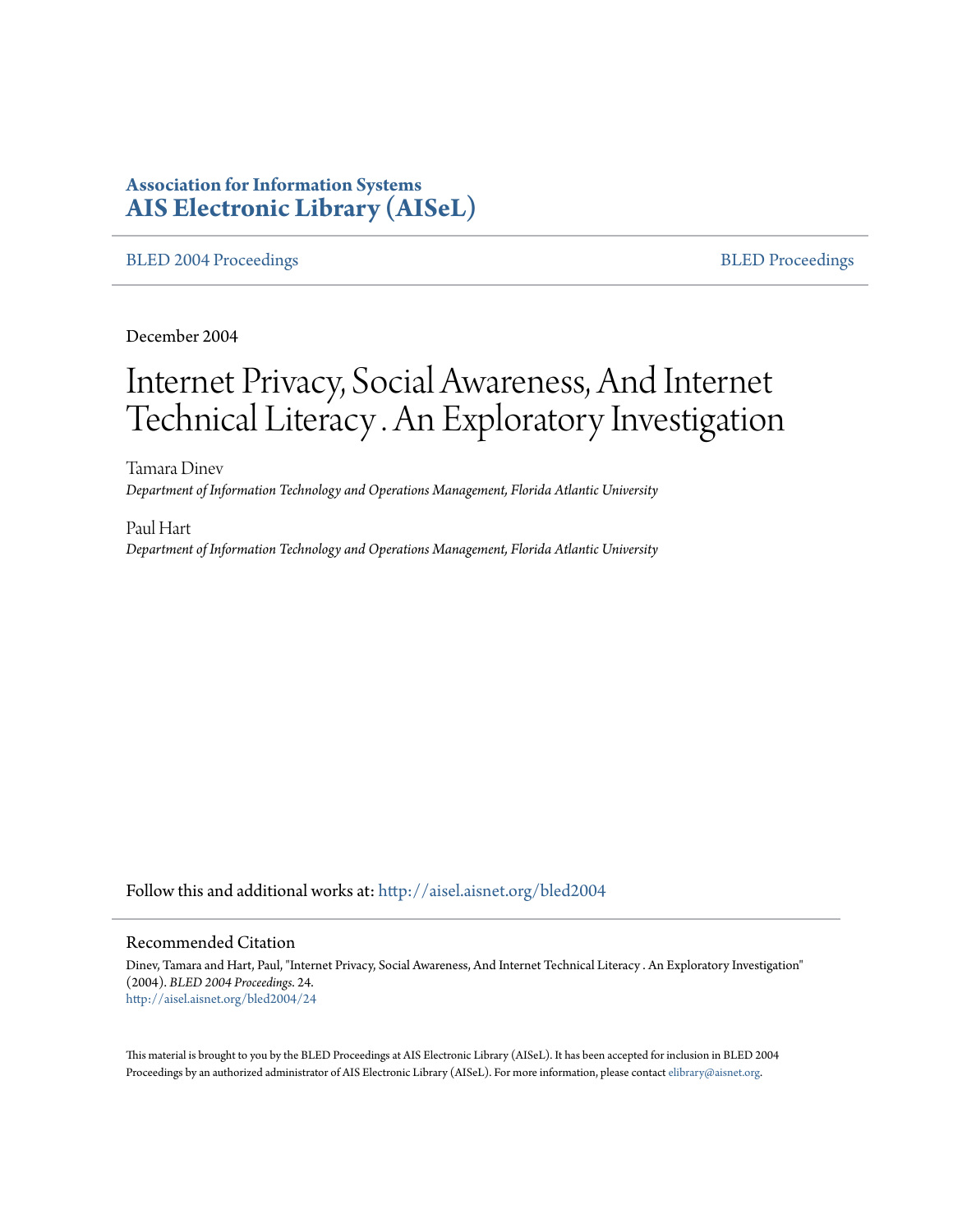**Association for Information Systems**
**AIS Electronic Library (AISeL)**

BLED 2004 Proceedings | BLED Proceedings

December 2004

# Internet Privacy, Social Awareness, And Internet Technical Literacy . An Exploratory Investigation

Tamara Dinev
*Department of Information Technology and Operations Management, Florida Atlantic University*

Paul Hart
*Department of Information Technology and Operations Management, Florida Atlantic University*

Follow this and additional works at: http://aisel.aisnet.org/bled2004

## Recommended Citation

Dinev, Tamara and Hart, Paul, "Internet Privacy, Social Awareness, And Internet Technical Literacy . An Exploratory Investigation" (2004). *BLED 2004 Proceedings*. 24.
http://aisel.aisnet.org/bled2004/24

This material is brought to you by the BLED Proceedings at AIS Electronic Library (AISeL). It has been accepted for inclusion in BLED 2004 Proceedings by an authorized administrator of AIS Electronic Library (AISeL). For more information, please contact elibrary@aisnet.org.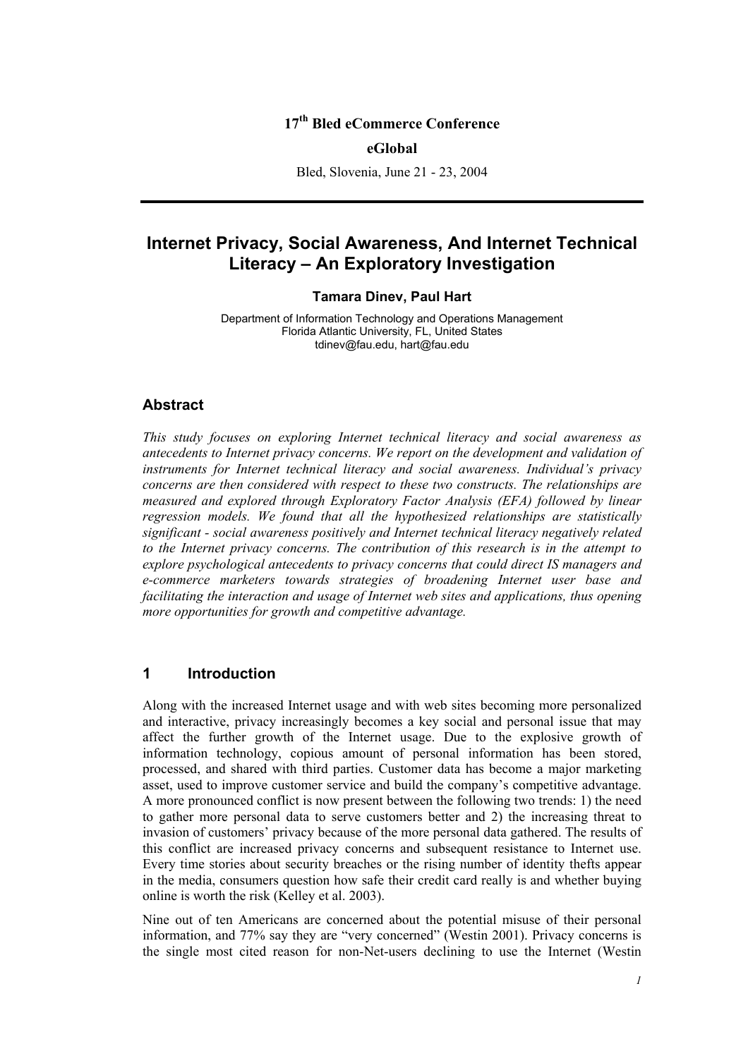17th Bled eCommerce Conference

eGlobal

Bled, Slovenia, June 21 - 23, 2004

# Internet Privacy, Social Awareness, And Internet Technical Literacy – An Exploratory Investigation

**Tamara Dinev, Paul Hart**

Department of Information Technology and Operations Management
Florida Atlantic University, FL, United States
tdinev@fau.edu, hart@fau.edu

## Abstract

*This study focuses on exploring Internet technical literacy and social awareness as antecedents to Internet privacy concerns. We report on the development and validation of instruments for Internet technical literacy and social awareness. Individual's privacy concerns are then considered with respect to these two constructs. The relationships are measured and explored through Exploratory Factor Analysis (EFA) followed by linear regression models. We found that all the hypothesized relationships are statistically significant - social awareness positively and Internet technical literacy negatively related to the Internet privacy concerns. The contribution of this research is in the attempt to explore psychological antecedents to privacy concerns that could direct IS managers and e-commerce marketers towards strategies of broadening Internet user base and facilitating the interaction and usage of Internet web sites and applications, thus opening more opportunities for growth and competitive advantage.*

## 1 Introduction

Along with the increased Internet usage and with web sites becoming more personalized and interactive, privacy increasingly becomes a key social and personal issue that may affect the further growth of the Internet usage. Due to the explosive growth of information technology, copious amount of personal information has been stored, processed, and shared with third parties. Customer data has become a major marketing asset, used to improve customer service and build the company's competitive advantage. A more pronounced conflict is now present between the following two trends: 1) the need to gather more personal data to serve customers better and 2) the increasing threat to invasion of customers' privacy because of the more personal data gathered. The results of this conflict are increased privacy concerns and subsequent resistance to Internet use. Every time stories about security breaches or the rising number of identity thefts appear in the media, consumers question how safe their credit card really is and whether buying online is worth the risk (Kelley et al. 2003).

Nine out of ten Americans are concerned about the potential misuse of their personal information, and 77% say they are "very concerned" (Westin 2001). Privacy concerns is the single most cited reason for non-Net-users declining to use the Internet (Westin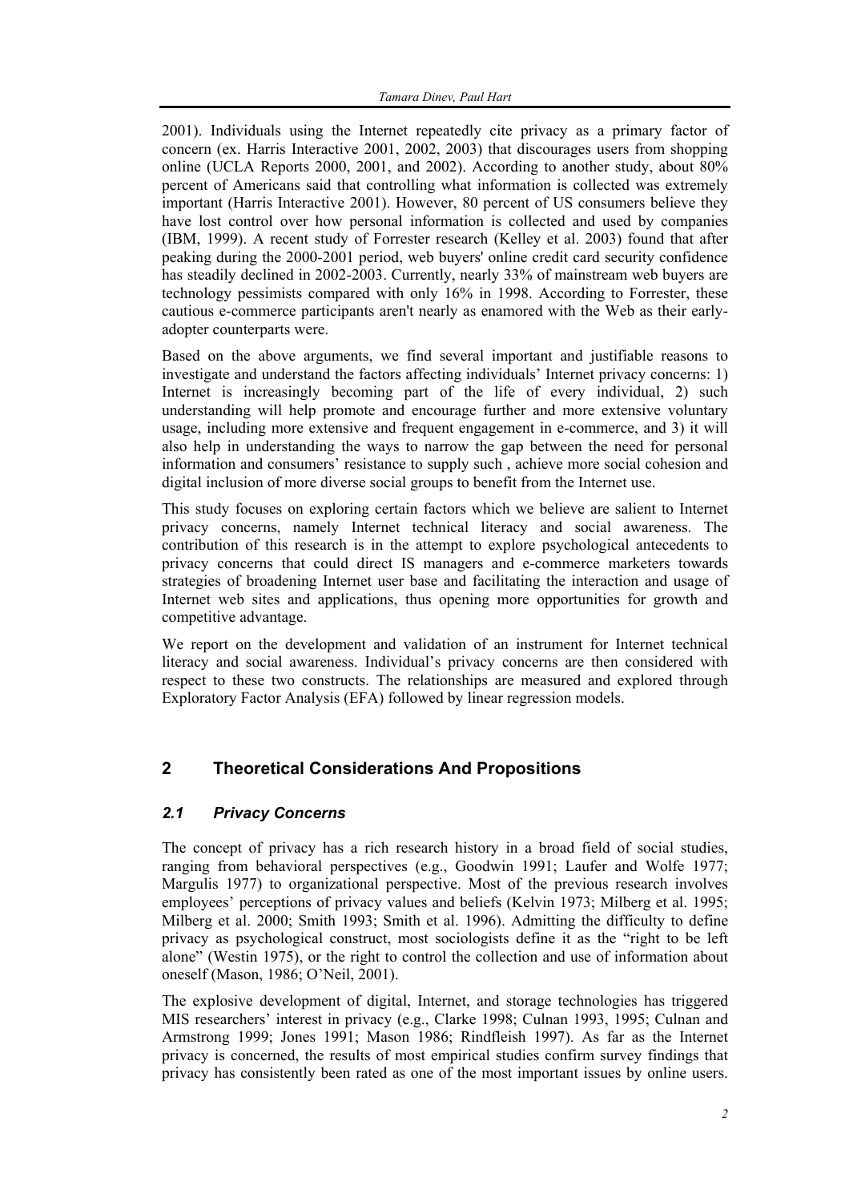2001). Individuals using the Internet repeatedly cite privacy as a primary factor of concern (ex. Harris Interactive 2001, 2002, 2003) that discourages users from shopping online (UCLA Reports 2000, 2001, and 2002). According to another study, about 80% percent of Americans said that controlling what information is collected was extremely important (Harris Interactive 2001). However, 80 percent of US consumers believe they have lost control over how personal information is collected and used by companies (IBM, 1999). A recent study of Forrester research (Kelley et al. 2003) found that after peaking during the 2000-2001 period, web buyers' online credit card security confidence has steadily declined in 2002-2003. Currently, nearly 33% of mainstream web buyers are technology pessimists compared with only 16% in 1998. According to Forrester, these cautious e-commerce participants aren't nearly as enamored with the Web as their early-adopter counterparts were.

Based on the above arguments, we find several important and justifiable reasons to investigate and understand the factors affecting individuals' Internet privacy concerns: 1) Internet is increasingly becoming part of the life of every individual, 2) such understanding will help promote and encourage further and more extensive voluntary usage, including more extensive and frequent engagement in e-commerce, and 3) it will also help in understanding the ways to narrow the gap between the need for personal information and consumers' resistance to supply such , achieve more social cohesion and digital inclusion of more diverse social groups to benefit from the Internet use.

This study focuses on exploring certain factors which we believe are salient to Internet privacy concerns, namely Internet technical literacy and social awareness. The contribution of this research is in the attempt to explore psychological antecedents to privacy concerns that could direct IS managers and e-commerce marketers towards strategies of broadening Internet user base and facilitating the interaction and usage of Internet web sites and applications, thus opening more opportunities for growth and competitive advantage.

We report on the development and validation of an instrument for Internet technical literacy and social awareness. Individual's privacy concerns are then considered with respect to these two constructs. The relationships are measured and explored through Exploratory Factor Analysis (EFA) followed by linear regression models.

## 2 Theoretical Considerations And Propositions

### 2.1 Privacy Concerns

The concept of privacy has a rich research history in a broad field of social studies, ranging from behavioral perspectives (e.g., Goodwin 1991; Laufer and Wolfe 1977; Margulis 1977) to organizational perspective. Most of the previous research involves employees' perceptions of privacy values and beliefs (Kelvin 1973; Milberg et al. 1995; Milberg et al. 2000; Smith 1993; Smith et al. 1996). Admitting the difficulty to define privacy as psychological construct, most sociologists define it as the "right to be left alone" (Westin 1975), or the right to control the collection and use of information about oneself (Mason, 1986; O'Neil, 2001).

The explosive development of digital, Internet, and storage technologies has triggered MIS researchers' interest in privacy (e.g., Clarke 1998; Culnan 1993, 1995; Culnan and Armstrong 1999; Jones 1991; Mason 1986; Rindfleish 1997). As far as the Internet privacy is concerned, the results of most empirical studies confirm survey findings that privacy has consistently been rated as one of the most important issues by online users.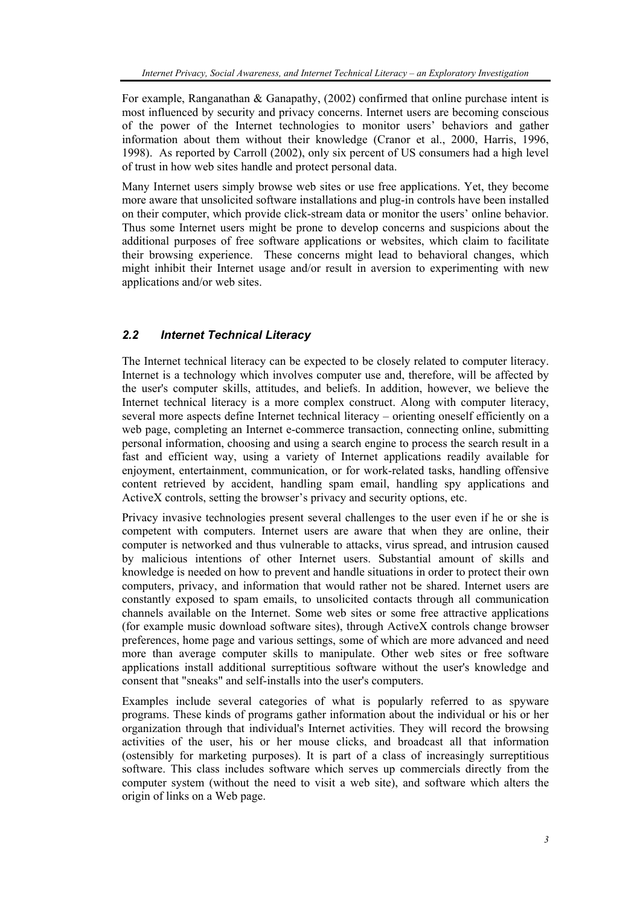For example, Ranganathan & Ganapathy, (2002) confirmed that online purchase intent is most influenced by security and privacy concerns. Internet users are becoming conscious of the power of the Internet technologies to monitor users' behaviors and gather information about them without their knowledge (Cranor et al., 2000, Harris, 1996, 1998). As reported by Carroll (2002), only six percent of US consumers had a high level of trust in how web sites handle and protect personal data.

Many Internet users simply browse web sites or use free applications. Yet, they become more aware that unsolicited software installations and plug-in controls have been installed on their computer, which provide click-stream data or monitor the users' online behavior. Thus some Internet users might be prone to develop concerns and suspicions about the additional purposes of free software applications or websites, which claim to facilitate their browsing experience. These concerns might lead to behavioral changes, which might inhibit their Internet usage and/or result in aversion to experimenting with new applications and/or web sites.

## *2.2 Internet Technical Literacy*

The Internet technical literacy can be expected to be closely related to computer literacy. Internet is a technology which involves computer use and, therefore, will be affected by the user's computer skills, attitudes, and beliefs. In addition, however, we believe the Internet technical literacy is a more complex construct. Along with computer literacy, several more aspects define Internet technical literacy – orienting oneself efficiently on a web page, completing an Internet e-commerce transaction, connecting online, submitting personal information, choosing and using a search engine to process the search result in a fast and efficient way, using a variety of Internet applications readily available for enjoyment, entertainment, communication, or for work-related tasks, handling offensive content retrieved by accident, handling spam email, handling spy applications and ActiveX controls, setting the browser's privacy and security options, etc.

Privacy invasive technologies present several challenges to the user even if he or she is competent with computers. Internet users are aware that when they are online, their computer is networked and thus vulnerable to attacks, virus spread, and intrusion caused by malicious intentions of other Internet users. Substantial amount of skills and knowledge is needed on how to prevent and handle situations in order to protect their own computers, privacy, and information that would rather not be shared. Internet users are constantly exposed to spam emails, to unsolicited contacts through all communication channels available on the Internet. Some web sites or some free attractive applications (for example music download software sites), through ActiveX controls change browser preferences, home page and various settings, some of which are more advanced and need more than average computer skills to manipulate. Other web sites or free software applications install additional surreptitious software without the user's knowledge and consent that "sneaks" and self-installs into the user's computers.

Examples include several categories of what is popularly referred to as spyware programs. These kinds of programs gather information about the individual or his or her organization through that individual's Internet activities. They will record the browsing activities of the user, his or her mouse clicks, and broadcast all that information (ostensibly for marketing purposes). It is part of a class of increasingly surreptitious software. This class includes software which serves up commercials directly from the computer system (without the need to visit a web site), and software which alters the origin of links on a Web page.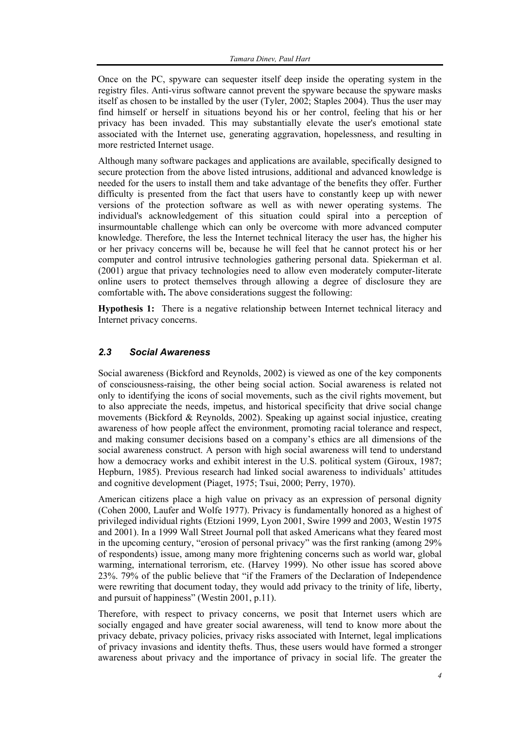Once on the PC, spyware can sequester itself deep inside the operating system in the registry files. Anti-virus software cannot prevent the spyware because the spyware masks itself as chosen to be installed by the user (Tyler, 2002; Staples 2004). Thus the user may find himself or herself in situations beyond his or her control, feeling that his or her privacy has been invaded. This may substantially elevate the user's emotional state associated with the Internet use, generating aggravation, hopelessness, and resulting in more restricted Internet usage.

Although many software packages and applications are available, specifically designed to secure protection from the above listed intrusions, additional and advanced knowledge is needed for the users to install them and take advantage of the benefits they offer. Further difficulty is presented from the fact that users have to constantly keep up with newer versions of the protection software as well as with newer operating systems. The individual's acknowledgement of this situation could spiral into a perception of insurmountable challenge which can only be overcome with more advanced computer knowledge. Therefore, the less the Internet technical literacy the user has, the higher his or her privacy concerns will be, because he will feel that he cannot protect his or her computer and control intrusive technologies gathering personal data. Spiekerman et al. (2001) argue that privacy technologies need to allow even moderately computer-literate online users to protect themselves through allowing a degree of disclosure they are comfortable with**.** The above considerations suggest the following:

**Hypothesis 1:** There is a negative relationship between Internet technical literacy and Internet privacy concerns.

### *2.3 Social Awareness*

Social awareness (Bickford and Reynolds, 2002) is viewed as one of the key components of consciousness-raising, the other being social action. Social awareness is related not only to identifying the icons of social movements, such as the civil rights movement, but to also appreciate the needs, impetus, and historical specificity that drive social change movements (Bickford & Reynolds, 2002). Speaking up against social injustice, creating awareness of how people affect the environment, promoting racial tolerance and respect, and making consumer decisions based on a company's ethics are all dimensions of the social awareness construct. A person with high social awareness will tend to understand how a democracy works and exhibit interest in the U.S. political system (Giroux, 1987; Hepburn, 1985). Previous research had linked social awareness to individuals' attitudes and cognitive development (Piaget, 1975; Tsui, 2000; Perry, 1970).

American citizens place a high value on privacy as an expression of personal dignity (Cohen 2000, Laufer and Wolfe 1977). Privacy is fundamentally honored as a highest of privileged individual rights (Etzioni 1999, Lyon 2001, Swire 1999 and 2003, Westin 1975 and 2001). In a 1999 Wall Street Journal poll that asked Americans what they feared most in the upcoming century, "erosion of personal privacy" was the first ranking (among 29% of respondents) issue, among many more frightening concerns such as world war, global warming, international terrorism, etc. (Harvey 1999). No other issue has scored above 23%. 79% of the public believe that "if the Framers of the Declaration of Independence were rewriting that document today, they would add privacy to the trinity of life, liberty, and pursuit of happiness" (Westin 2001, p.11).

Therefore, with respect to privacy concerns, we posit that Internet users which are socially engaged and have greater social awareness, will tend to know more about the privacy debate, privacy policies, privacy risks associated with Internet, legal implications of privacy invasions and identity thefts. Thus, these users would have formed a stronger awareness about privacy and the importance of privacy in social life. The greater the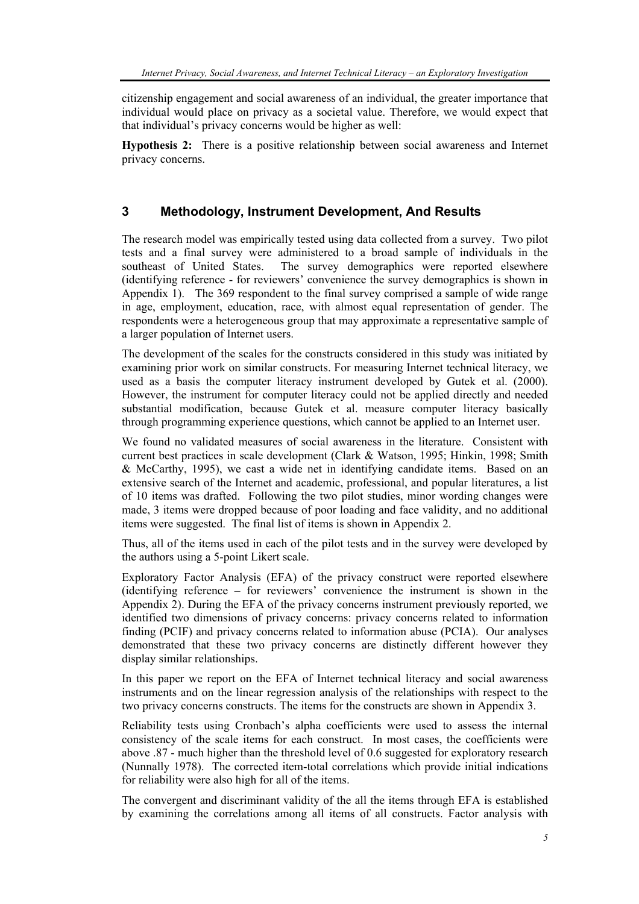citizenship engagement and social awareness of an individual, the greater importance that individual would place on privacy as a societal value. Therefore, we would expect that that individual's privacy concerns would be higher as well:

**Hypothesis 2:** There is a positive relationship between social awareness and Internet privacy concerns.

## 3 Methodology, Instrument Development, And Results

The research model was empirically tested using data collected from a survey. Two pilot tests and a final survey were administered to a broad sample of individuals in the southeast of United States. The survey demographics were reported elsewhere (identifying reference - for reviewers' convenience the survey demographics is shown in Appendix 1). The 369 respondent to the final survey comprised a sample of wide range in age, employment, education, race, with almost equal representation of gender. The respondents were a heterogeneous group that may approximate a representative sample of a larger population of Internet users.

The development of the scales for the constructs considered in this study was initiated by examining prior work on similar constructs. For measuring Internet technical literacy, we used as a basis the computer literacy instrument developed by Gutek et al. (2000). However, the instrument for computer literacy could not be applied directly and needed substantial modification, because Gutek et al. measure computer literacy basically through programming experience questions, which cannot be applied to an Internet user.

We found no validated measures of social awareness in the literature. Consistent with current best practices in scale development (Clark & Watson, 1995; Hinkin, 1998; Smith & McCarthy, 1995), we cast a wide net in identifying candidate items. Based on an extensive search of the Internet and academic, professional, and popular literatures, a list of 10 items was drafted. Following the two pilot studies, minor wording changes were made, 3 items were dropped because of poor loading and face validity, and no additional items were suggested. The final list of items is shown in Appendix 2.

Thus, all of the items used in each of the pilot tests and in the survey were developed by the authors using a 5-point Likert scale.

Exploratory Factor Analysis (EFA) of the privacy construct were reported elsewhere (identifying reference – for reviewers' convenience the instrument is shown in the Appendix 2). During the EFA of the privacy concerns instrument previously reported, we identified two dimensions of privacy concerns: privacy concerns related to information finding (PCIF) and privacy concerns related to information abuse (PCIA). Our analyses demonstrated that these two privacy concerns are distinctly different however they display similar relationships.

In this paper we report on the EFA of Internet technical literacy and social awareness instruments and on the linear regression analysis of the relationships with respect to the two privacy concerns constructs. The items for the constructs are shown in Appendix 3.

Reliability tests using Cronbach's alpha coefficients were used to assess the internal consistency of the scale items for each construct. In most cases, the coefficients were above .87 - much higher than the threshold level of 0.6 suggested for exploratory research (Nunnally 1978). The corrected item-total correlations which provide initial indications for reliability were also high for all of the items.

The convergent and discriminant validity of the all the items through EFA is established by examining the correlations among all items of all constructs. Factor analysis with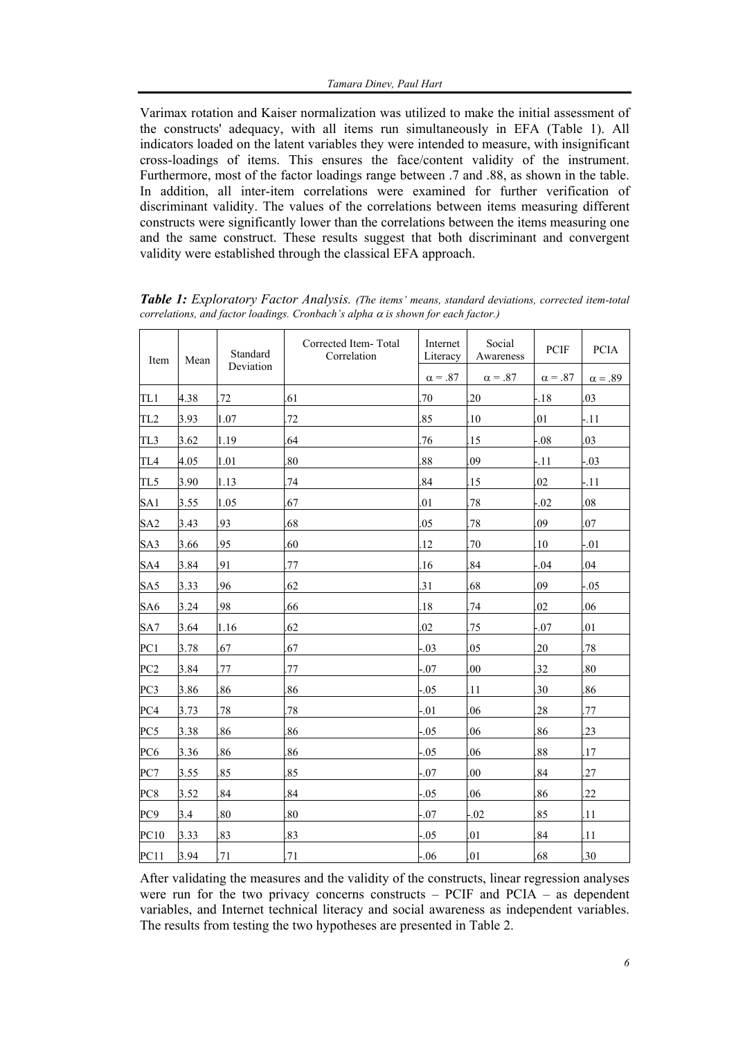Varimax rotation and Kaiser normalization was utilized to make the initial assessment of the constructs' adequacy, with all items run simultaneously in EFA (Table 1). All indicators loaded on the latent variables they were intended to measure, with insignificant cross-loadings of items. This ensures the face/content validity of the instrument. Furthermore, most of the factor loadings range between .7 and .88, as shown in the table. In addition, all inter-item correlations were examined for further verification of discriminant validity. The values of the correlations between items measuring different constructs were significantly lower than the correlations between the items measuring one and the same construct. These results suggest that both discriminant and convergent validity were established through the classical EFA approach.

***Table 1:*** *Exploratory Factor Analysis. (The items' means, standard deviations, corrected item-total correlations, and factor loadings. Cronbach's alpha α is shown for each factor.)*

| Item | Mean | Standard Deviation | Corrected Item- Total Correlation | Internet Literacy | Social Awareness | PCIF | PCIA |
|---|---|---|---|---|---|---|---|
| | | | | $\alpha = .87$ | $\alpha = .87$ | $\alpha = .87$ | $\alpha = .89$ |
| TL1 | 4.38 | .72 | .61 | .70 | .20 | -.18 | .03 |
| TL2 | 3.93 | 1.07 | .72 | .85 | .10 | .01 | -.11 |
| TL3 | 3.62 | 1.19 | .64 | .76 | .15 | -.08 | .03 |
| TL4 | 4.05 | 1.01 | .80 | .88 | .09 | -.11 | -.03 |
| TL5 | 3.90 | 1.13 | .74 | .84 | .15 | .02 | -.11 |
| SA1 | 3.55 | 1.05 | .67 | .01 | .78 | -.02 | .08 |
| SA2 | 3.43 | .93 | .68 | .05 | .78 | .09 | .07 |
| SA3 | 3.66 | .95 | .60 | .12 | .70 | .10 | -.01 |
| SA4 | 3.84 | .91 | .77 | .16 | .84 | -.04 | .04 |
| SA5 | 3.33 | .96 | .62 | .31 | .68 | .09 | -.05 |
| SA6 | 3.24 | .98 | .66 | .18 | .74 | .02 | .06 |
| SA7 | 3.64 | 1.16 | .62 | .02 | .75 | -.07 | .01 |
| PC1 | 3.78 | .67 | .67 | -.03 | .05 | .20 | .78 |
| PC2 | 3.84 | .77 | .77 | -.07 | .00 | .32 | .80 |
| PC3 | 3.86 | .86 | .86 | -.05 | .11 | .30 | .86 |
| PC4 | 3.73 | .78 | .78 | -.01 | .06 | .28 | .77 |
| PC5 | 3.38 | .86 | .86 | -.05 | .06 | .86 | .23 |
| PC6 | 3.36 | .86 | .86 | -.05 | .06 | .88 | .17 |
| PC7 | 3.55 | .85 | .85 | -.07 | .00 | .84 | .27 |
| PC8 | 3.52 | .84 | .84 | -.05 | .06 | .86 | .22 |
| PC9 | 3.4 | .80 | .80 | -.07 | -.02 | .85 | .11 |
| PC10 | 3.33 | .83 | .83 | -.05 | .01 | .84 | .11 |
| PC11 | 3.94 | .71 | .71 | -.06 | .01 | .68 | .30 |

After validating the measures and the validity of the constructs, linear regression analyses were run for the two privacy concerns constructs – PCIF and PCIA – as dependent variables, and Internet technical literacy and social awareness as independent variables. The results from testing the two hypotheses are presented in Table 2.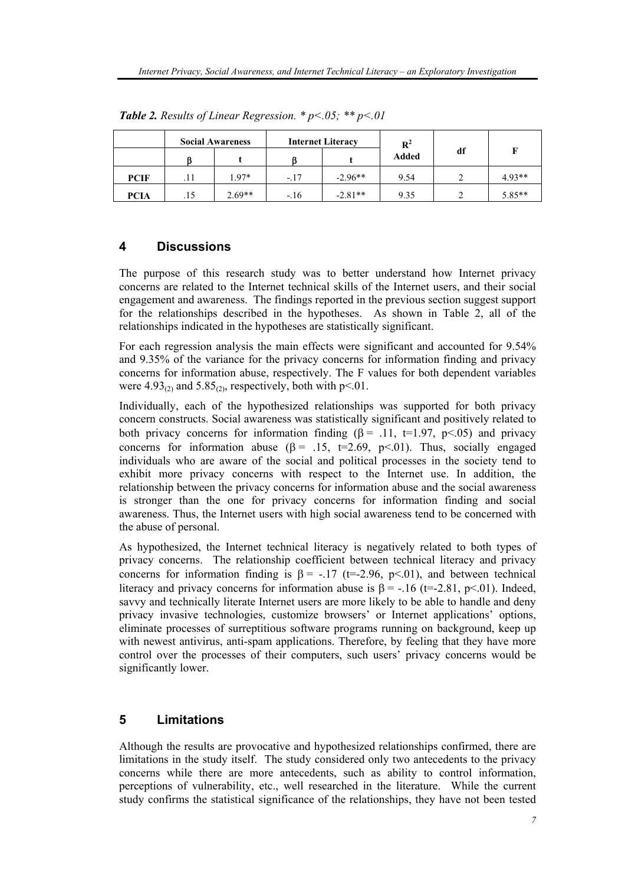***Table 2.*** *Results of Linear Regression. * p<.05; ** p<.01*

| | Social Awareness | | Internet Literacy | | $R^2$ Added | df | F |
|---|---|---|---|---|---|---|---|
| | β | t | β | t | | | |
| **PCIF** | .11 | 1.97* | -.17 | -2.96** | 9.54 | 2 | 4.93** |
| **PCIA** | .15 | 2.69** | -.16 | -2.81** | 9.35 | 2 | 5.85** |

## 4 Discussions

The purpose of this research study was to better understand how Internet privacy concerns are related to the Internet technical skills of the Internet users, and their social engagement and awareness. The findings reported in the previous section suggest support for the relationships described in the hypotheses. As shown in Table 2, all of the relationships indicated in the hypotheses are statistically significant.

For each regression analysis the main effects were significant and accounted for 9.54% and 9.35% of the variance for the privacy concerns for information finding and privacy concerns for information abuse, respectively. The F values for both dependent variables were $4.93_{(2)}$ and $5.85_{(2)}$, respectively, both with $p<.01$.

Individually, each of the hypothesized relationships was supported for both privacy concern constructs. Social awareness was statistically significant and positively related to both privacy concerns for information finding ($\beta = .11$, $t=1.97$, $p<.05$) and privacy concerns for information abuse ($\beta = .15$, $t=2.69$, $p<.01$). Thus, socially engaged individuals who are aware of the social and political processes in the society tend to exhibit more privacy concerns with respect to the Internet use. In addition, the relationship between the privacy concerns for information abuse and the social awareness is stronger than the one for privacy concerns for information finding and social awareness. Thus, the Internet users with high social awareness tend to be concerned with the abuse of personal.

As hypothesized, the Internet technical literacy is negatively related to both types of privacy concerns. The relationship coefficient between technical literacy and privacy concerns for information finding is $\beta = -.17$ ($t=-2.96$, $p<.01$), and between technical literacy and privacy concerns for information abuse is $\beta = -.16$ ($t=-2.81$, $p<.01$). Indeed, savvy and technically literate Internet users are more likely to be able to handle and deny privacy invasive technologies, customize browsers' or Internet applications' options, eliminate processes of surreptitious software programs running on background, keep up with newest antivirus, anti-spam applications. Therefore, by feeling that they have more control over the processes of their computers, such users' privacy concerns would be significantly lower.

## 5 Limitations

Although the results are provocative and hypothesized relationships confirmed, there are limitations in the study itself. The study considered only two antecedents to the privacy concerns while there are more antecedents, such as ability to control information, perceptions of vulnerability, etc., well researched in the literature. While the current study confirms the statistical significance of the relationships, they have not been tested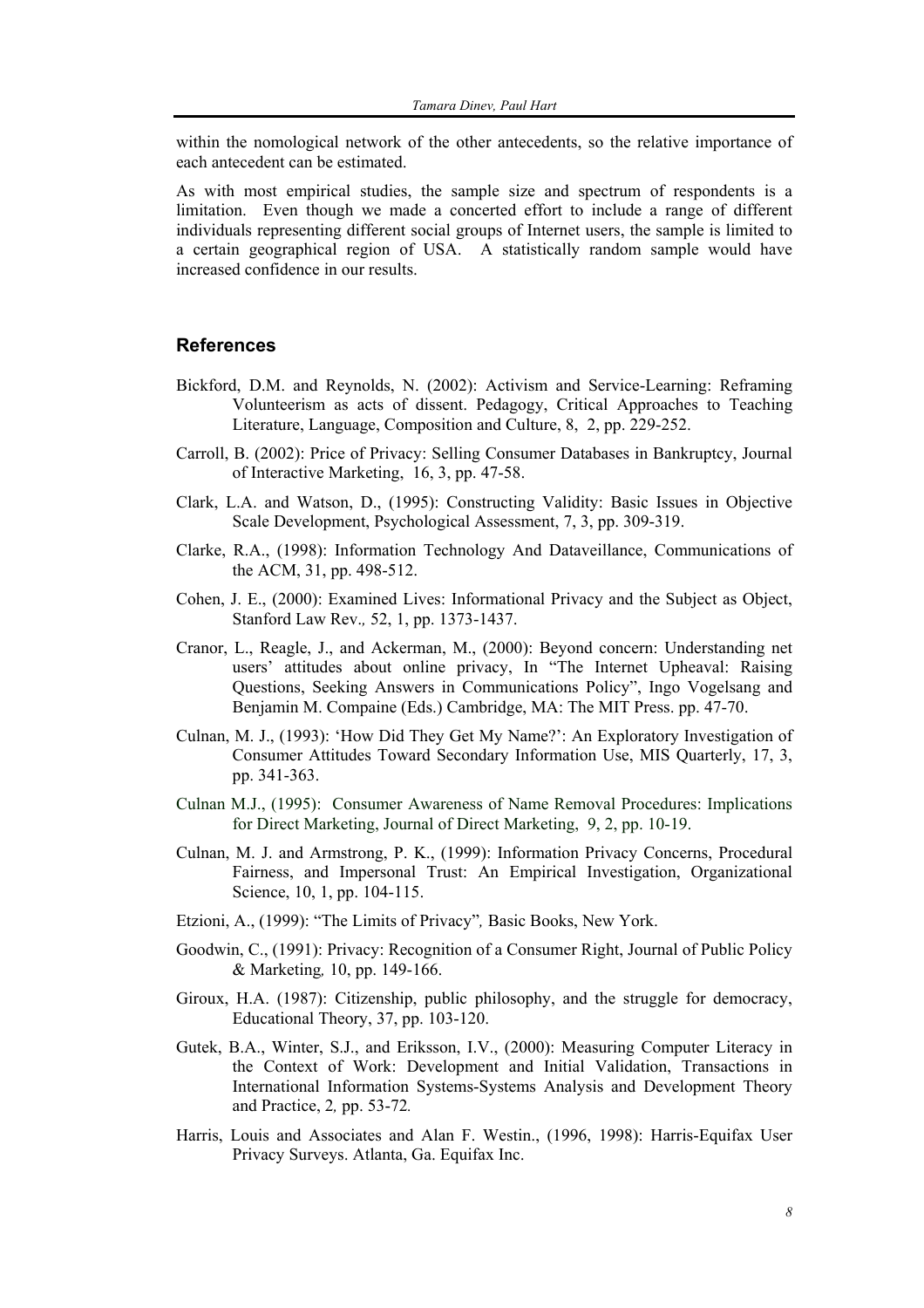within the nomological network of the other antecedents, so the relative importance of each antecedent can be estimated.

As with most empirical studies, the sample size and spectrum of respondents is a limitation. Even though we made a concerted effort to include a range of different individuals representing different social groups of Internet users, the sample is limited to a certain geographical region of USA. A statistically random sample would have increased confidence in our results.

## References

Bickford, D.M. and Reynolds, N. (2002): Activism and Service-Learning: Reframing Volunteerism as acts of dissent. Pedagogy, Critical Approaches to Teaching Literature, Language, Composition and Culture, 8, 2, pp. 229-252.

Carroll, B. (2002): Price of Privacy: Selling Consumer Databases in Bankruptcy, Journal of Interactive Marketing, 16, 3, pp. 47-58.

Clark, L.A. and Watson, D., (1995): Constructing Validity: Basic Issues in Objective Scale Development, Psychological Assessment, 7, 3, pp. 309-319.

Clarke, R.A., (1998): Information Technology And Dataveillance, Communications of the ACM, 31, pp. 498-512.

Cohen, J. E., (2000): Examined Lives: Informational Privacy and the Subject as Object, Stanford Law Rev., 52, 1, pp. 1373-1437.

Cranor, L., Reagle, J., and Ackerman, M., (2000): Beyond concern: Understanding net users' attitudes about online privacy, In "The Internet Upheaval: Raising Questions, Seeking Answers in Communications Policy", Ingo Vogelsang and Benjamin M. Compaine (Eds.) Cambridge, MA: The MIT Press. pp. 47-70.

Culnan, M. J., (1993): 'How Did They Get My Name?': An Exploratory Investigation of Consumer Attitudes Toward Secondary Information Use, MIS Quarterly, 17, 3, pp. 341-363.

Culnan M.J., (1995): Consumer Awareness of Name Removal Procedures: Implications for Direct Marketing, Journal of Direct Marketing, 9, 2, pp. 10-19.

Culnan, M. J. and Armstrong, P. K., (1999): Information Privacy Concerns, Procedural Fairness, and Impersonal Trust: An Empirical Investigation, Organizational Science, 10, 1, pp. 104-115.

Etzioni, A., (1999): "The Limits of Privacy", Basic Books, New York.

Goodwin, C., (1991): Privacy: Recognition of a Consumer Right, Journal of Public Policy & Marketing, 10, pp. 149-166.

Giroux, H.A. (1987): Citizenship, public philosophy, and the struggle for democracy, Educational Theory, 37, pp. 103-120.

Gutek, B.A., Winter, S.J., and Eriksson, I.V., (2000): Measuring Computer Literacy in the Context of Work: Development and Initial Validation, Transactions in International Information Systems-Systems Analysis and Development Theory and Practice, 2, pp. 53-72.

Harris, Louis and Associates and Alan F. Westin., (1996, 1998): Harris-Equifax User Privacy Surveys. Atlanta, Ga. Equifax Inc.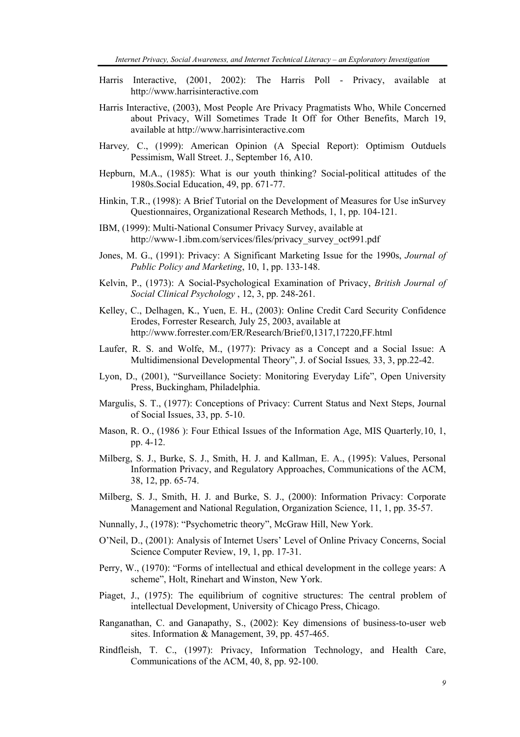Harris Interactive, (2001, 2002): The Harris Poll - Privacy, available at http://www.harrisinteractive.com

Harris Interactive, (2003), Most People Are Privacy Pragmatists Who, While Concerned about Privacy, Will Sometimes Trade It Off for Other Benefits, March 19, available at http://www.harrisinteractive.com

Harvey, C., (1999): American Opinion (A Special Report): Optimism Outduels Pessimism, Wall Street. J., September 16, A10.

Hepburn, M.A., (1985): What is our youth thinking? Social-political attitudes of the 1980s.Social Education, 49, pp. 671-77.

Hinkin, T.R., (1998): A Brief Tutorial on the Development of Measures for Use inSurvey Questionnaires, Organizational Research Methods, 1, 1, pp. 104-121.

IBM, (1999): Multi-National Consumer Privacy Survey, available at http://www-1.ibm.com/services/files/privacy_survey_oct991.pdf

Jones, M. G., (1991): Privacy: A Significant Marketing Issue for the 1990s, *Journal of Public Policy and Marketing*, 10, 1, pp. 133-148.

Kelvin, P., (1973): A Social-Psychological Examination of Privacy, *British Journal of Social Clinical Psychology* , 12, 3, pp. 248-261.

Kelley, C., Delhagen, K., Yuen, E. H., (2003): Online Credit Card Security Confidence Erodes, Forrester Research*,* July 25, 2003, available at http://www.forrester.com/ER/Research/Brief/0,1317,17220,FF.html

Laufer, R. S. and Wolfe, M., (1977): Privacy as a Concept and a Social Issue: A Multidimensional Developmental Theory", J. of Social Issues*,* 33, 3, pp.22-42.

Lyon, D., (2001), "Surveillance Society: Monitoring Everyday Life", Open University Press, Buckingham, Philadelphia.

Margulis, S. T., (1977): Conceptions of Privacy: Current Status and Next Steps, Journal of Social Issues, 33, pp. 5-10.

Mason, R. O., (1986 ): Four Ethical Issues of the Information Age, MIS Quarterly*,*10, 1, pp. 4-12.

Milberg, S. J., Burke, S. J., Smith, H. J. and Kallman, E. A., (1995): Values, Personal Information Privacy, and Regulatory Approaches, Communications of the ACM, 38, 12, pp. 65-74.

Milberg, S. J., Smith, H. J. and Burke, S. J., (2000): Information Privacy: Corporate Management and National Regulation, Organization Science, 11, 1, pp. 35-57.

Nunnally, J., (1978): "Psychometric theory", McGraw Hill, New York.

O'Neil, D., (2001): Analysis of Internet Users' Level of Online Privacy Concerns, Social Science Computer Review, 19, 1, pp. 17-31.

Perry, W., (1970): "Forms of intellectual and ethical development in the college years: A scheme", Holt, Rinehart and Winston, New York.

Piaget, J., (1975): The equilibrium of cognitive structures: The central problem of intellectual Development, University of Chicago Press, Chicago.

Ranganathan, C. and Ganapathy, S., (2002): Key dimensions of business-to-user web sites. Information & Management, 39, pp. 457-465.

Rindfleish, T. C., (1997): Privacy, Information Technology, and Health Care, Communications of the ACM, 40, 8, pp. 92-100.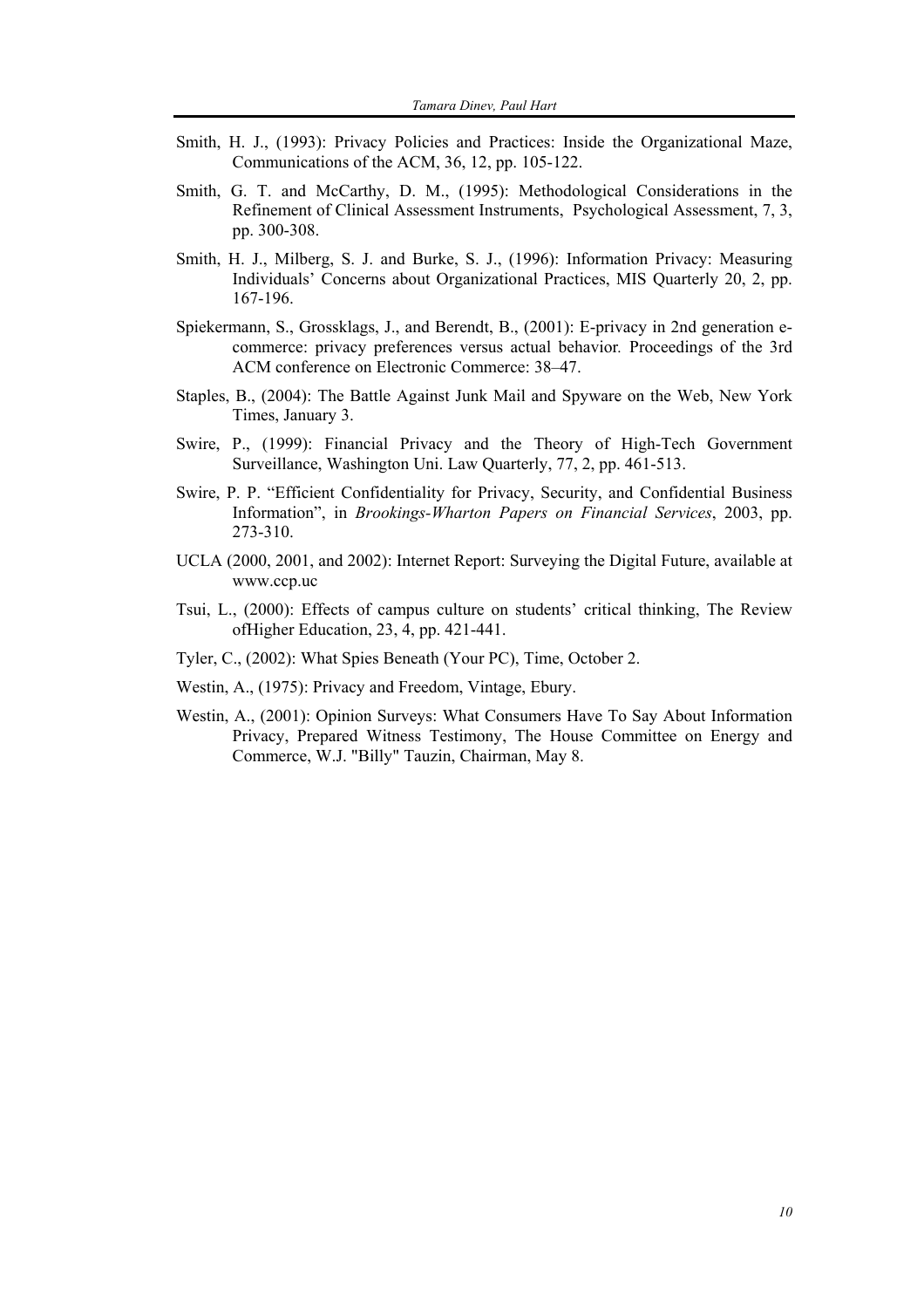Smith, H. J., (1993): Privacy Policies and Practices: Inside the Organizational Maze, Communications of the ACM, 36, 12, pp. 105-122.

Smith, G. T. and McCarthy, D. M., (1995): Methodological Considerations in the Refinement of Clinical Assessment Instruments, Psychological Assessment, 7, 3, pp. 300-308.

Smith, H. J., Milberg, S. J. and Burke, S. J., (1996): Information Privacy: Measuring Individuals' Concerns about Organizational Practices, MIS Quarterly 20, 2, pp. 167-196.

Spiekermann, S., Grossklags, J., and Berendt, B., (2001): E-privacy in 2nd generation e-commerce: privacy preferences versus actual behavior. Proceedings of the 3rd ACM conference on Electronic Commerce: 38–47.

Staples, B., (2004): The Battle Against Junk Mail and Spyware on the Web, New York Times, January 3.

Swire, P., (1999): Financial Privacy and the Theory of High-Tech Government Surveillance, Washington Uni. Law Quarterly, 77, 2, pp. 461-513.

Swire, P. P. "Efficient Confidentiality for Privacy, Security, and Confidential Business Information", in *Brookings-Wharton Papers on Financial Services*, 2003, pp. 273-310.

UCLA (2000, 2001, and 2002): Internet Report: Surveying the Digital Future, available at www.ccp.uc

Tsui, L., (2000): Effects of campus culture on students' critical thinking, The Review ofHigher Education, 23, 4, pp. 421-441.

Tyler, C., (2002): What Spies Beneath (Your PC), Time, October 2.

Westin, A., (1975): Privacy and Freedom, Vintage, Ebury.

Westin, A., (2001): Opinion Surveys: What Consumers Have To Say About Information Privacy, Prepared Witness Testimony, The House Committee on Energy and Commerce, W.J. "Billy" Tauzin, Chairman, May 8.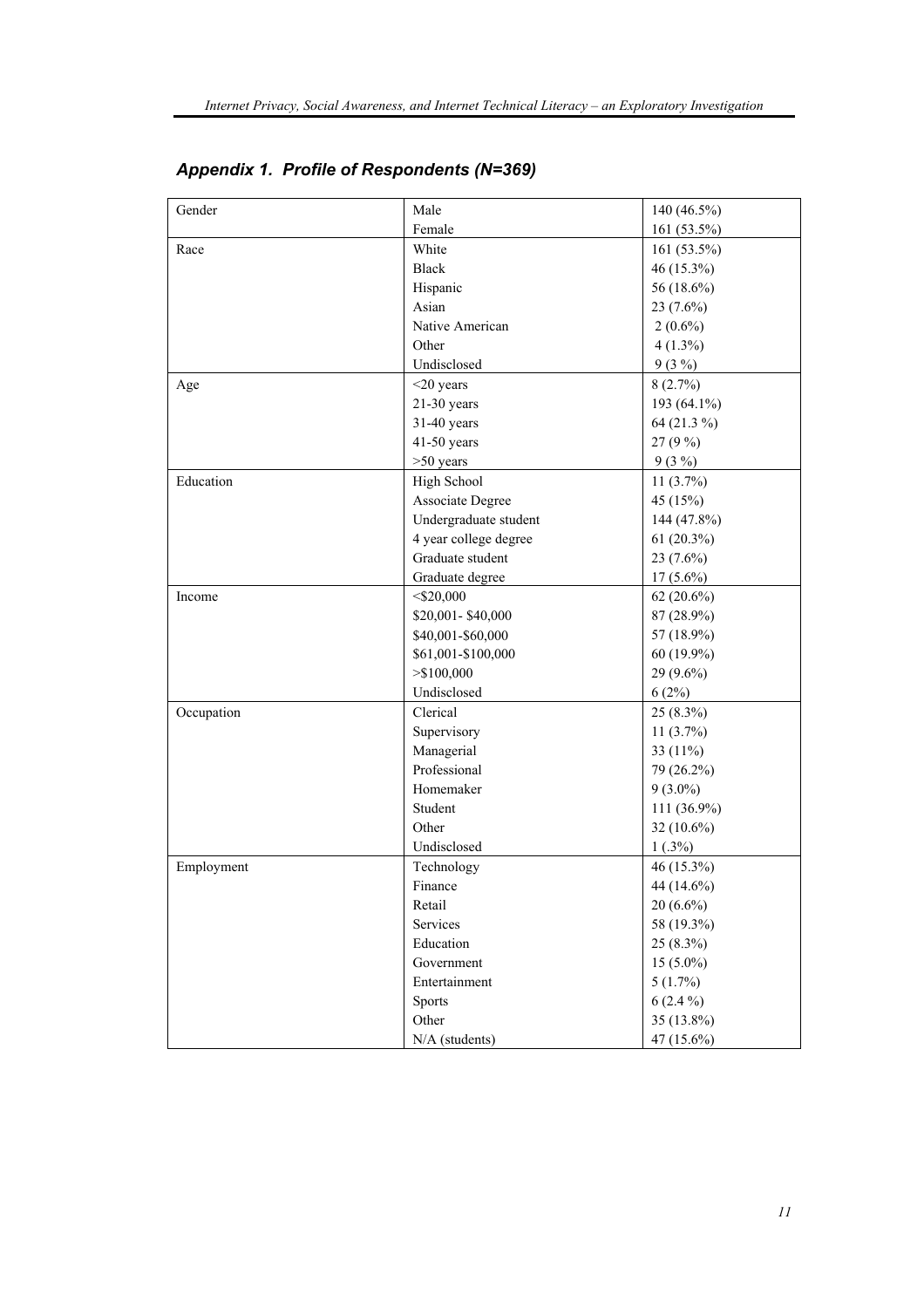## *Appendix 1. Profile of Respondents (N=369)*

| | | |
|---|---|---|
| Gender | Male | 140 (46.5%) |
| | Female | 161 (53.5%) |
| Race | White | 161 (53.5%) |
| | Black | 46 (15.3%) |
| | Hispanic | 56 (18.6%) |
| | Asian | 23 (7.6%) |
| | Native American | 2 (0.6%) |
| | Other | 4 (1.3%) |
| | Undisclosed | 9 (3 %) |
| Age | <20 years | 8 (2.7%) |
| | 21-30 years | 193 (64.1%) |
| | 31-40 years | 64 (21.3 %) |
| | 41-50 years | 27 (9 %) |
| | >50 years | 9 (3 %) |
| Education | High School | 11 (3.7%) |
| | Associate Degree | 45 (15%) |
| | Undergraduate student | 144 (47.8%) |
| | 4 year college degree | 61 (20.3%) |
| | Graduate student | 23 (7.6%) |
| | Graduate degree | 17 (5.6%) |
| Income | <$20,000 | 62 (20.6%) |
| | $20,001- $40,000 | 87 (28.9%) |
| | $40,001-$60,000 | 57 (18.9%) |
| | $61,001-$100,000 | 60 (19.9%) |
| | >$100,000 | 29 (9.6%) |
| | Undisclosed | 6 (2%) |
| Occupation | Clerical | 25 (8.3%) |
| | Supervisory | 11 (3.7%) |
| | Managerial | 33 (11%) |
| | Professional | 79 (26.2%) |
| | Homemaker | 9 (3.0%) |
| | Student | 111 (36.9%) |
| | Other | 32 (10.6%) |
| | Undisclosed | 1 (.3%) |
| Employment | Technology | 46 (15.3%) |
| | Finance | 44 (14.6%) |
| | Retail | 20 (6.6%) |
| | Services | 58 (19.3%) |
| | Education | 25 (8.3%) |
| | Government | 15 (5.0%) |
| | Entertainment | 5 (1.7%) |
| | Sports | 6 (2.4 %) |
| | Other | 35 (13.8%) |
| | N/A (students) | 47 (15.6%) |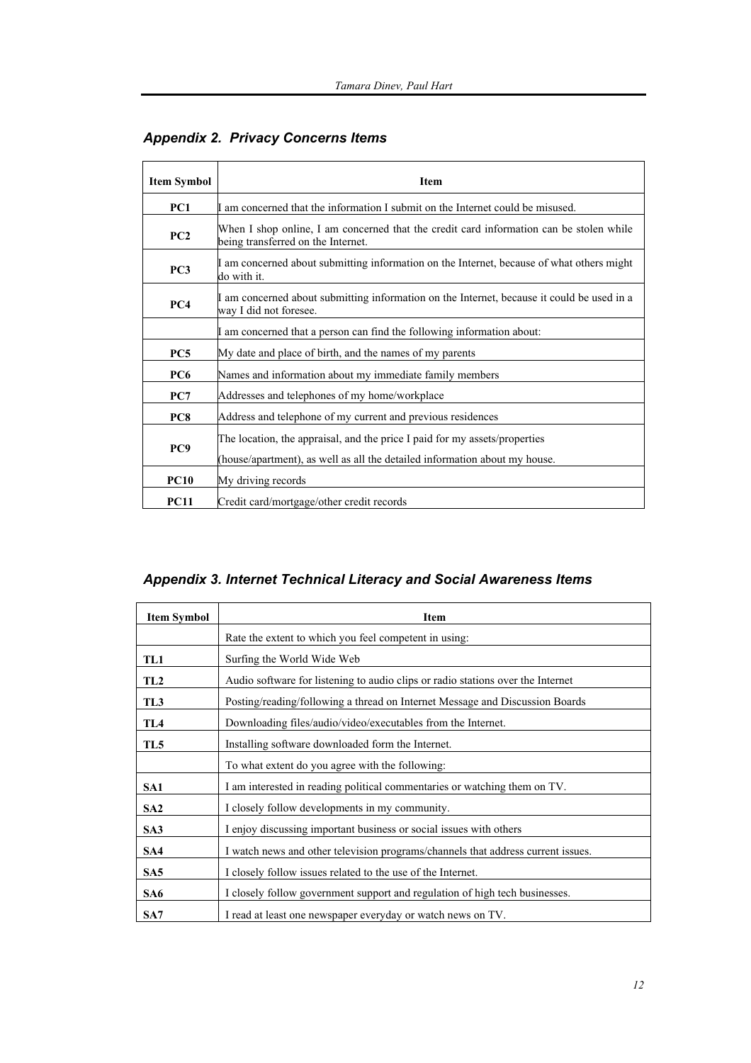## *Appendix 2. Privacy Concerns Items*

| Item Symbol | Item |
|---|---|
| **PC1** | I am concerned that the information I submit on the Internet could be misused. |
| **PC2** | When I shop online, I am concerned that the credit card information can be stolen while being transferred on the Internet. |
| **PC3** | I am concerned about submitting information on the Internet, because of what others might do with it. |
| **PC4** | I am concerned about submitting information on the Internet, because it could be used in a way I did not foresee. |
| | I am concerned that a person can find the following information about: |
| **PC5** | My date and place of birth, and the names of my parents |
| **PC6** | Names and information about my immediate family members |
| **PC7** | Addresses and telephones of my home/workplace |
| **PC8** | Address and telephone of my current and previous residences |
| **PC9** | The location, the appraisal, and the price I paid for my assets/properties (house/apartment), as well as all the detailed information about my house. |
| **PC10** | My driving records |
| **PC11** | Credit card/mortgage/other credit records |

## *Appendix 3. Internet Technical Literacy and Social Awareness Items*

| Item Symbol | Item |
|---|---|
| | Rate the extent to which you feel competent in using: |
| **TL1** | Surfing the World Wide Web |
| **TL2** | Audio software for listening to audio clips or radio stations over the Internet |
| **TL3** | Posting/reading/following a thread on Internet Message and Discussion Boards |
| **TL4** | Downloading files/audio/video/executables from the Internet. |
| **TL5** | Installing software downloaded form the Internet. |
| | To what extent do you agree with the following: |
| **SA1** | I am interested in reading political commentaries or watching them on TV. |
| **SA2** | I closely follow developments in my community. |
| **SA3** | I enjoy discussing important business or social issues with others |
| **SA4** | I watch news and other television programs/channels that address current issues. |
| **SA5** | I closely follow issues related to the use of the Internet. |
| **SA6** | I closely follow government support and regulation of high tech businesses. |
| **SA7** | I read at least one newspaper everyday or watch news on TV. |